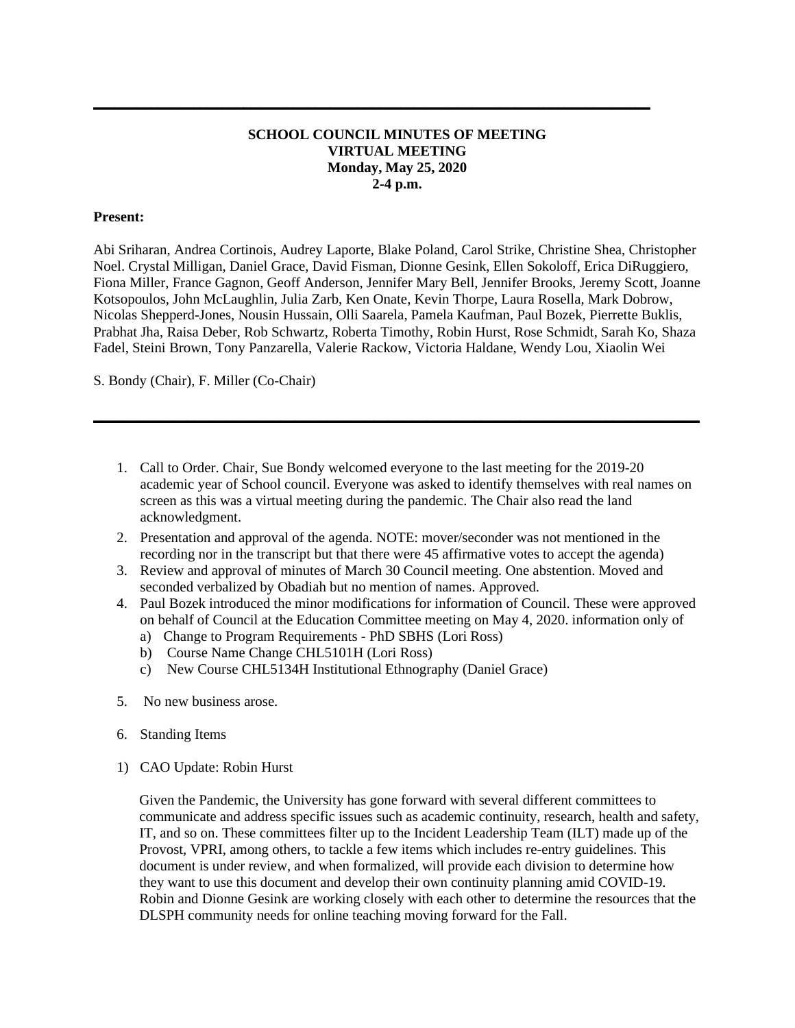---

**SCHOOL COUNCIL MINUTES OF MEETING**
**VIRTUAL MEETING**
**Monday, May 25, 2020**
**2-4 p.m.**

**Present:**

Abi Sriharan, Andrea Cortinois, Audrey Laporte, Blake Poland, Carol Strike, Christine Shea, Christopher Noel. Crystal Milligan, Daniel Grace, David Fisman, Dionne Gesink, Ellen Sokoloff, Erica DiRuggiero, Fiona Miller, France Gagnon, Geoff Anderson, Jennifer Mary Bell, Jennifer Brooks, Jeremy Scott, Joanne Kotsopoulos, John McLaughlin, Julia Zarb, Ken Onate, Kevin Thorpe, Laura Rosella, Mark Dobrow, Nicolas Shepperd-Jones, Nousin Hussain, Olli Saarela, Pamela Kaufman, Paul Bozek, Pierrette Buklis, Prabhat Jha, Raisa Deber, Rob Schwartz, Roberta Timothy, Robin Hurst, Rose Schmidt, Sarah Ko, Shaza Fadel, Steini Brown, Tony Panzarella, Valerie Rackow, Victoria Haldane, Wendy Lou, Xiaolin Wei

S. Bondy (Chair), F. Miller (Co-Chair)

---

1. Call to Order. Chair, Sue Bondy welcomed everyone to the last meeting for the 2019-20 academic year of School council. Everyone was asked to identify themselves with real names on screen as this was a virtual meeting during the pandemic. The Chair also read the land acknowledgment.
2. Presentation and approval of the agenda. NOTE: mover/seconder was not mentioned in the recording nor in the transcript but that there were 45 affirmative votes to accept the agenda)
3. Review and approval of minutes of March 30 Council meeting. One abstention. Moved and seconded verbalized by Obadiah but no mention of names. Approved.
4. Paul Bozek introduced the minor modifications for information of Council. These were approved on behalf of Council at the Education Committee meeting on May 4, 2020. information only of
   a) Change to Program Requirements - PhD SBHS (Lori Ross)
   b) Course Name Change CHL5101H (Lori Ross)
   c) New Course CHL5134H Institutional Ethnography (Daniel Grace)
5. No new business arose.
6. Standing Items

1) CAO Update: Robin Hurst

   Given the Pandemic, the University has gone forward with several different committees to communicate and address specific issues such as academic continuity, research, health and safety, IT, and so on. These committees filter up to the Incident Leadership Team (ILT) made up of the Provost, VPRI, among others, to tackle a few items which includes re-entry guidelines. This document is under review, and when formalized, will provide each division to determine how they want to use this document and develop their own continuity planning amid COVID-19. Robin and Dionne Gesink are working closely with each other to determine the resources that the DLSPH community needs for online teaching moving forward for the Fall.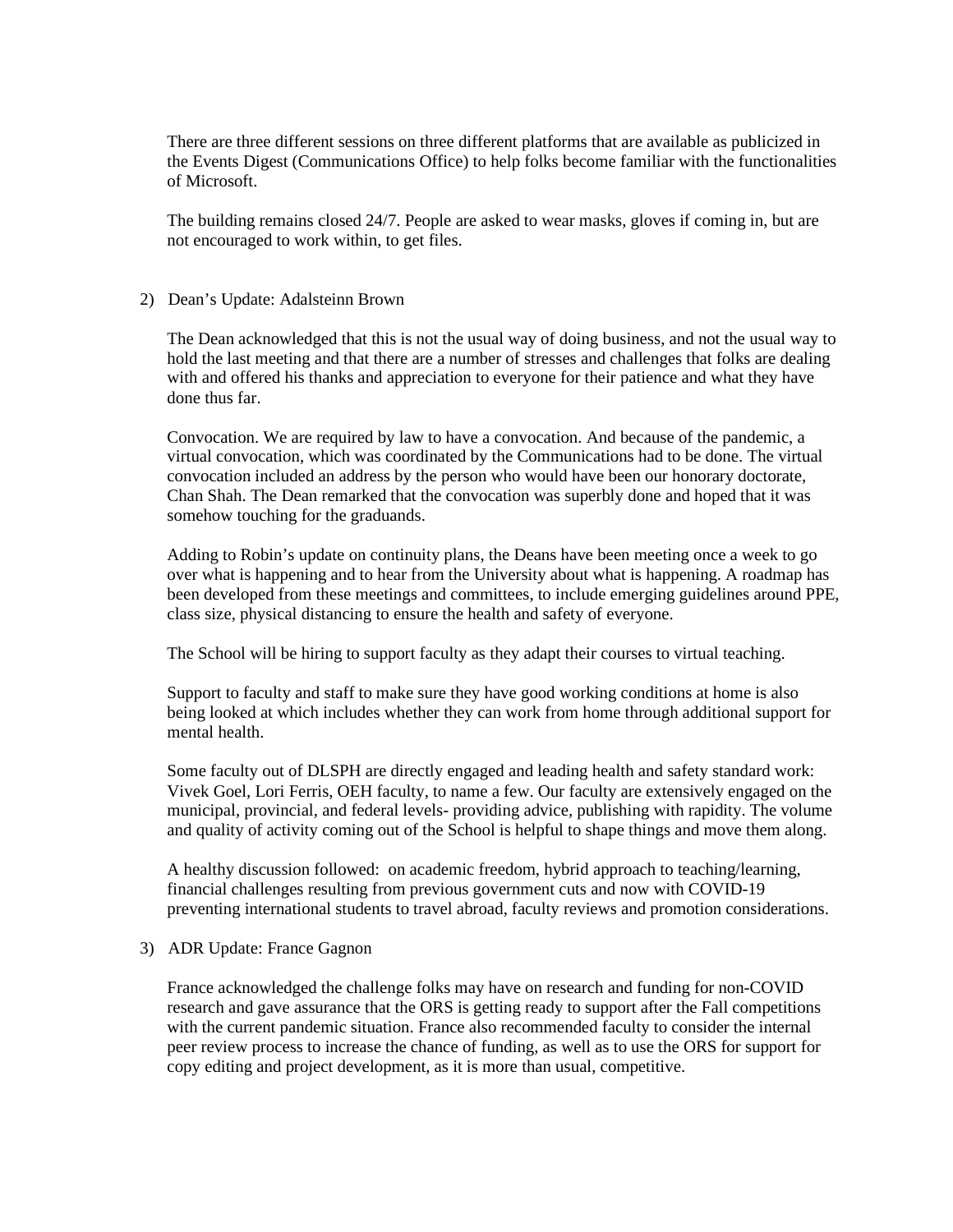There are three different sessions on three different platforms that are available as publicized in the Events Digest (Communications Office) to help folks become familiar with the functionalities of Microsoft.

The building remains closed 24/7. People are asked to wear masks, gloves if coming in, but are not encouraged to work within, to get files.

2) Dean's Update: Adalsteinn Brown

The Dean acknowledged that this is not the usual way of doing business, and not the usual way to hold the last meeting and that there are a number of stresses and challenges that folks are dealing with and offered his thanks and appreciation to everyone for their patience and what they have done thus far.

Convocation. We are required by law to have a convocation. And because of the pandemic, a virtual convocation, which was coordinated by the Communications had to be done. The virtual convocation included an address by the person who would have been our honorary doctorate, Chan Shah. The Dean remarked that the convocation was superbly done and hoped that it was somehow touching for the graduands.

Adding to Robin's update on continuity plans, the Deans have been meeting once a week to go over what is happening and to hear from the University about what is happening. A roadmap has been developed from these meetings and committees, to include emerging guidelines around PPE, class size, physical distancing to ensure the health and safety of everyone.

The School will be hiring to support faculty as they adapt their courses to virtual teaching.

Support to faculty and staff to make sure they have good working conditions at home is also being looked at which includes whether they can work from home through additional support for mental health.

Some faculty out of DLSPH are directly engaged and leading health and safety standard work: Vivek Goel, Lori Ferris, OEH faculty, to name a few. Our faculty are extensively engaged on the municipal, provincial, and federal levels- providing advice, publishing with rapidity. The volume and quality of activity coming out of the School is helpful to shape things and move them along.

A healthy discussion followed: on academic freedom, hybrid approach to teaching/learning, financial challenges resulting from previous government cuts and now with COVID-19 preventing international students to travel abroad, faculty reviews and promotion considerations.

3) ADR Update: France Gagnon

France acknowledged the challenge folks may have on research and funding for non-COVID research and gave assurance that the ORS is getting ready to support after the Fall competitions with the current pandemic situation. France also recommended faculty to consider the internal peer review process to increase the chance of funding, as well as to use the ORS for support for copy editing and project development, as it is more than usual, competitive.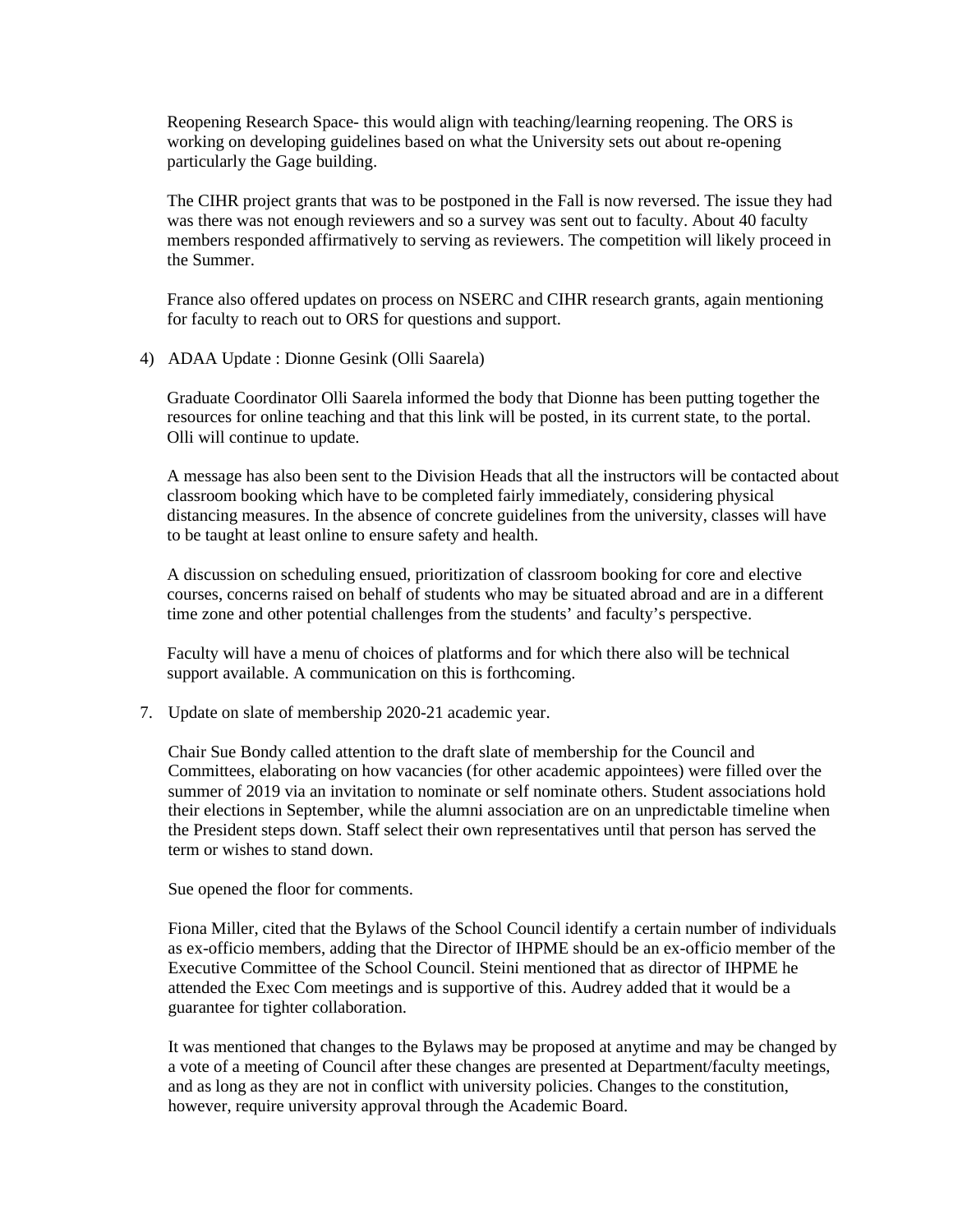Reopening Research Space- this would align with teaching/learning reopening. The ORS is working on developing guidelines based on what the University sets out about re-opening particularly the Gage building.

The CIHR project grants that was to be postponed in the Fall is now reversed. The issue they had was there was not enough reviewers and so a survey was sent out to faculty. About 40 faculty members responded affirmatively to serving as reviewers. The competition will likely proceed in the Summer.

France also offered updates on process on NSERC and CIHR research grants, again mentioning for faculty to reach out to ORS for questions and support.

4) ADAA Update : Dionne Gesink (Olli Saarela)

Graduate Coordinator Olli Saarela informed the body that Dionne has been putting together the resources for online teaching and that this link will be posted, in its current state, to the portal. Olli will continue to update.

A message has also been sent to the Division Heads that all the instructors will be contacted about classroom booking which have to be completed fairly immediately, considering physical distancing measures. In the absence of concrete guidelines from the university, classes will have to be taught at least online to ensure safety and health.

A discussion on scheduling ensued, prioritization of classroom booking for core and elective courses, concerns raised on behalf of students who may be situated abroad and are in a different time zone and other potential challenges from the students' and faculty's perspective.

Faculty will have a menu of choices of platforms and for which there also will be technical support available. A communication on this is forthcoming.

7. Update on slate of membership 2020-21 academic year.

Chair Sue Bondy called attention to the draft slate of membership for the Council and Committees, elaborating on how vacancies (for other academic appointees) were filled over the summer of 2019 via an invitation to nominate or self nominate others. Student associations hold their elections in September, while the alumni association are on an unpredictable timeline when the President steps down. Staff select their own representatives until that person has served the term or wishes to stand down.

Sue opened the floor for comments.

Fiona Miller, cited that the Bylaws of the School Council identify a certain number of individuals as ex-officio members, adding that the Director of IHPME should be an ex-officio member of the Executive Committee of the School Council. Steini mentioned that as director of IHPME he attended the Exec Com meetings and is supportive of this. Audrey added that it would be a guarantee for tighter collaboration.

It was mentioned that changes to the Bylaws may be proposed at anytime and may be changed by a vote of a meeting of Council after these changes are presented at Department/faculty meetings, and as long as they are not in conflict with university policies. Changes to the constitution, however, require university approval through the Academic Board.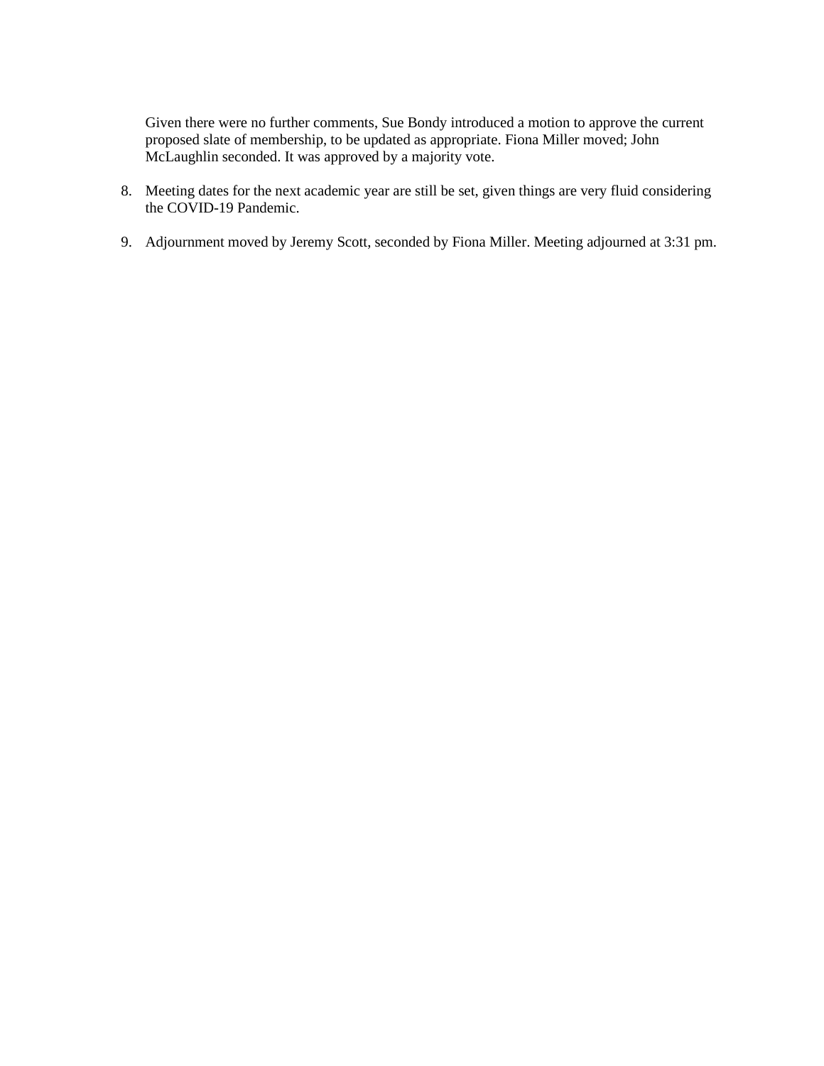Given there were no further comments, Sue Bondy introduced a motion to approve the current proposed slate of membership, to be updated as appropriate. Fiona Miller moved; John McLaughlin seconded. It was approved by a majority vote.

8. Meeting dates for the next academic year are still be set, given things are very fluid considering the COVID-19 Pandemic.

9. Adjournment moved by Jeremy Scott, seconded by Fiona Miller. Meeting adjourned at 3:31 pm.